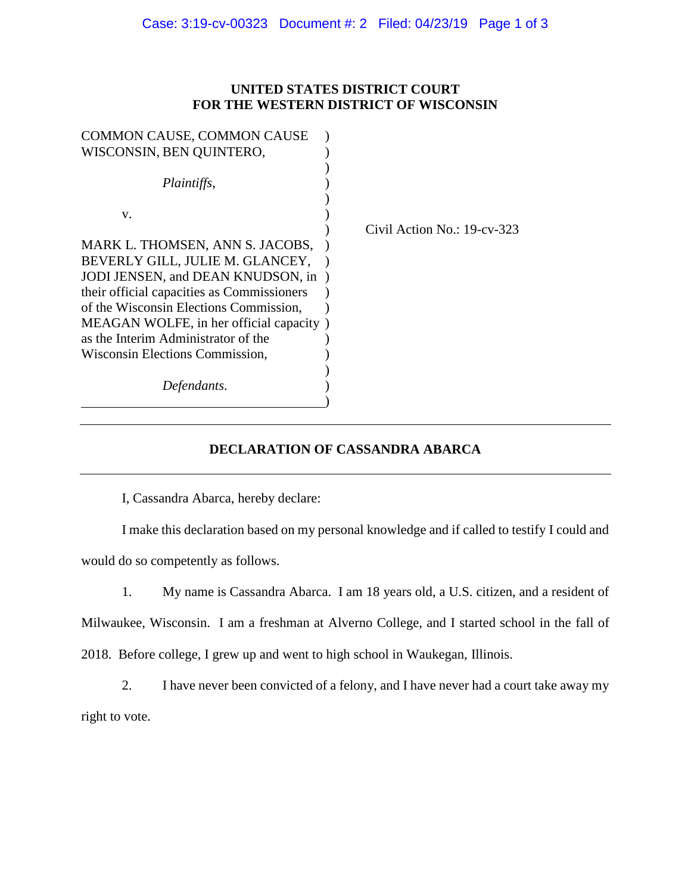**UNITED STATES DISTRICT COURT**
**FOR THE WESTERN DISTRICT OF WISCONSIN**

COMMON CAUSE, COMMON CAUSE WISCONSIN, BEN QUINTERO,

*Plaintiffs*,

v.

MARK L. THOMSEN, ANN S. JACOBS, BEVERLY GILL, JULIE M. GLANCEY, JODI JENSEN, and DEAN KNUDSON, in their official capacities as Commissioners of the Wisconsin Elections Commission, MEAGAN WOLFE, in her official capacity as the Interim Administrator of the Wisconsin Elections Commission,

*Defendants*.

Civil Action No.: 19-cv-323

---

**DECLARATION OF CASSANDRA ABARCA**

---

I, Cassandra Abarca, hereby declare:

I make this declaration based on my personal knowledge and if called to testify I could and would do so competently as follows.

1. My name is Cassandra Abarca. I am 18 years old, a U.S. citizen, and a resident of Milwaukee, Wisconsin. I am a freshman at Alverno College, and I started school in the fall of 2018. Before college, I grew up and went to high school in Waukegan, Illinois.

2. I have never been convicted of a felony, and I have never had a court take away my right to vote.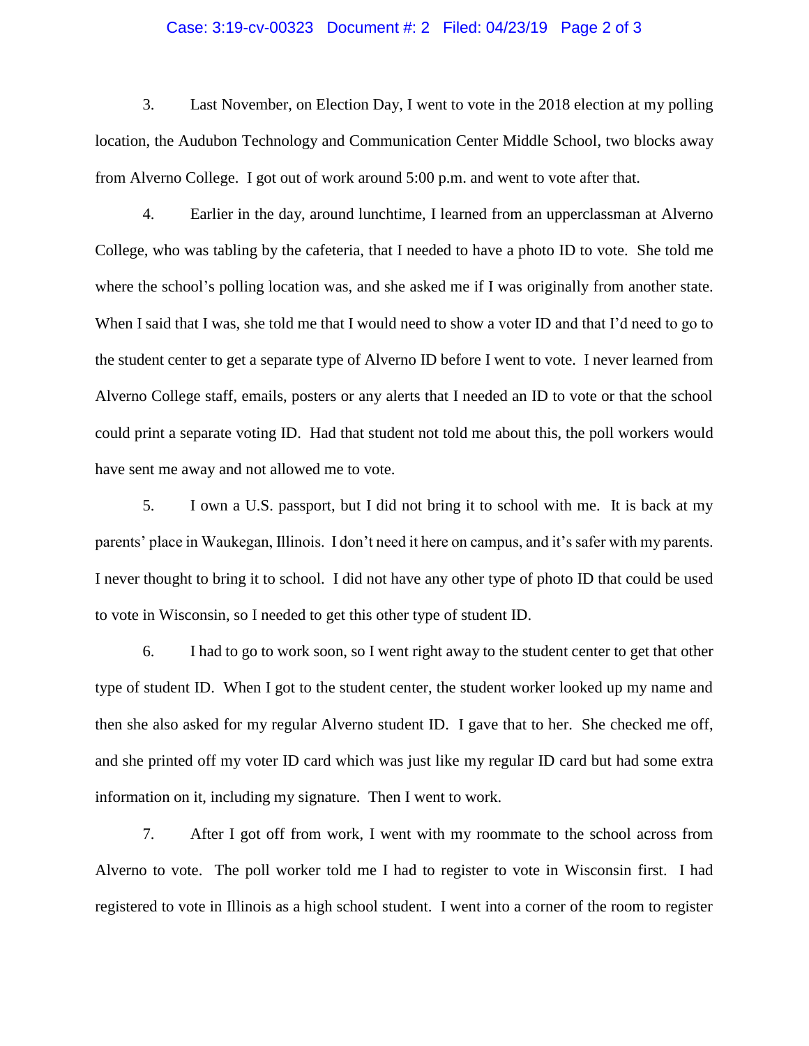3. Last November, on Election Day, I went to vote in the 2018 election at my polling location, the Audubon Technology and Communication Center Middle School, two blocks away from Alverno College. I got out of work around 5:00 p.m. and went to vote after that.

4. Earlier in the day, around lunchtime, I learned from an upperclassman at Alverno College, who was tabling by the cafeteria, that I needed to have a photo ID to vote. She told me where the school's polling location was, and she asked me if I was originally from another state. When I said that I was, she told me that I would need to show a voter ID and that I'd need to go to the student center to get a separate type of Alverno ID before I went to vote. I never learned from Alverno College staff, emails, posters or any alerts that I needed an ID to vote or that the school could print a separate voting ID. Had that student not told me about this, the poll workers would have sent me away and not allowed me to vote.

5. I own a U.S. passport, but I did not bring it to school with me. It is back at my parents' place in Waukegan, Illinois. I don't need it here on campus, and it's safer with my parents. I never thought to bring it to school. I did not have any other type of photo ID that could be used to vote in Wisconsin, so I needed to get this other type of student ID.

6. I had to go to work soon, so I went right away to the student center to get that other type of student ID. When I got to the student center, the student worker looked up my name and then she also asked for my regular Alverno student ID. I gave that to her. She checked me off, and she printed off my voter ID card which was just like my regular ID card but had some extra information on it, including my signature. Then I went to work.

7. After I got off from work, I went with my roommate to the school across from Alverno to vote. The poll worker told me I had to register to vote in Wisconsin first. I had registered to vote in Illinois as a high school student. I went into a corner of the room to register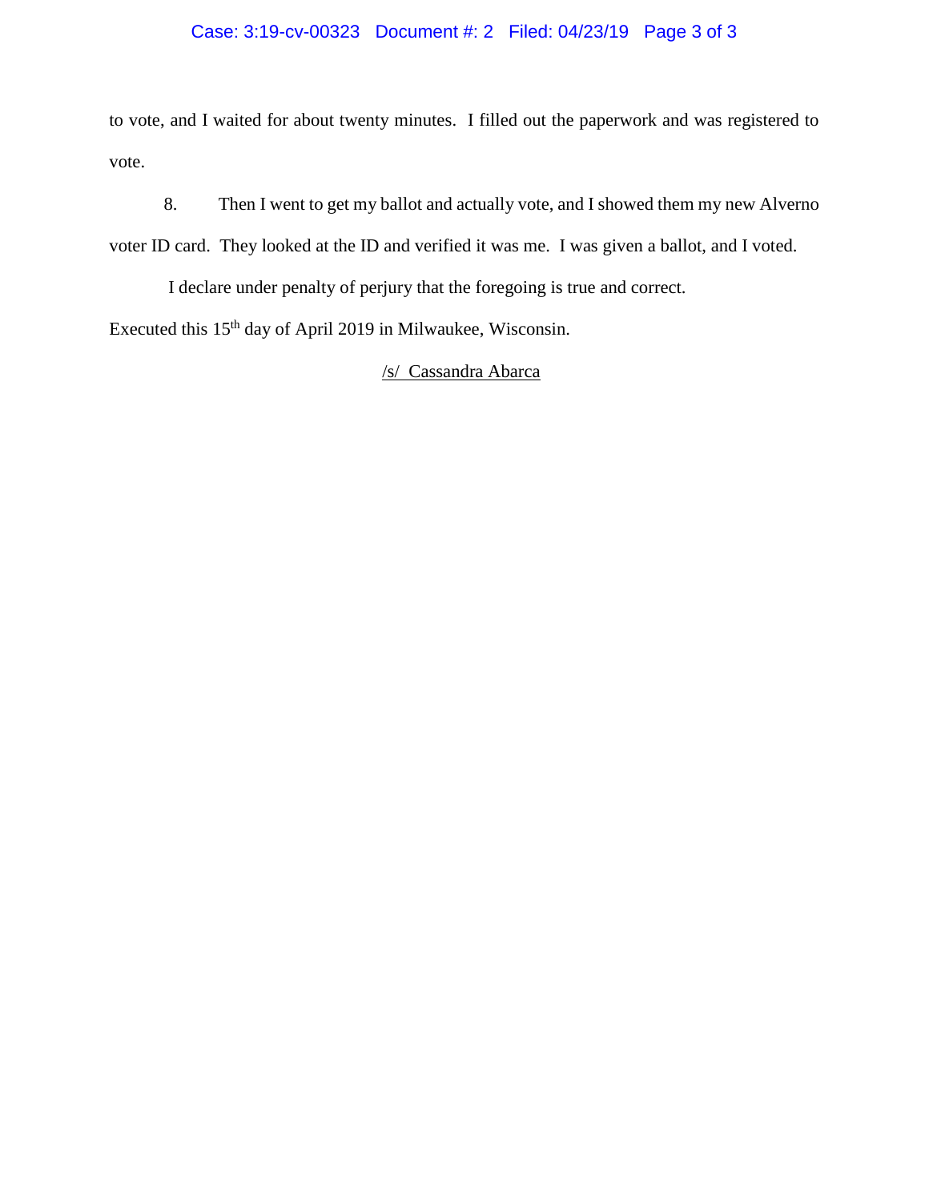to vote, and I waited for about twenty minutes. I filled out the paperwork and was registered to vote.

8. Then I went to get my ballot and actually vote, and I showed them my new Alverno voter ID card. They looked at the ID and verified it was me. I was given a ballot, and I voted.

I declare under penalty of perjury that the foregoing is true and correct.

Executed this 15th day of April 2019 in Milwaukee, Wisconsin.

/s/ Cassandra Abarca